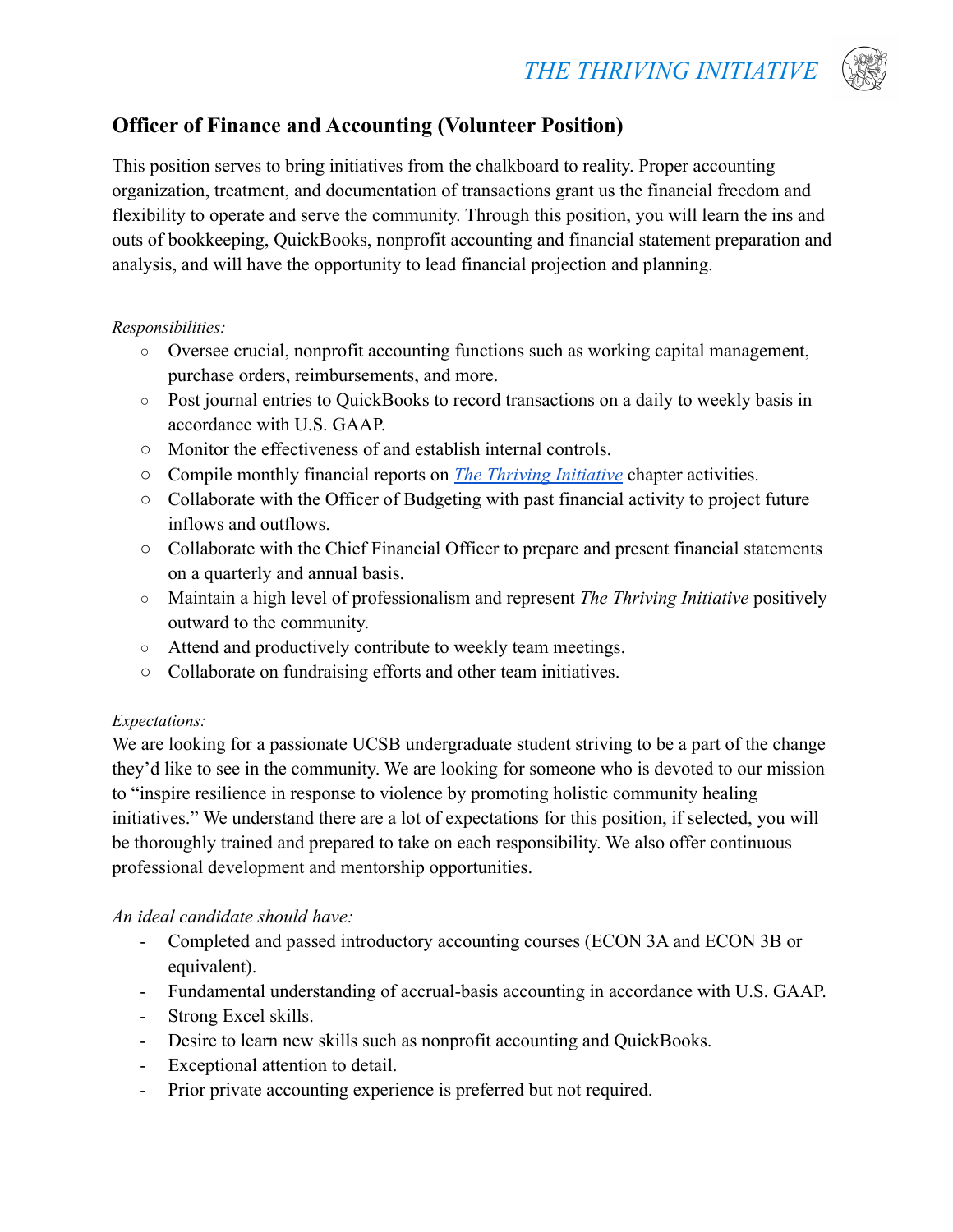*THE THRIVING INITIATIVE*

## Officer of Finance and Accounting (Volunteer Position)

This position serves to bring initiatives from the chalkboard to reality. Proper accounting organization, treatment, and documentation of transactions grant us the financial freedom and flexibility to operate and serve the community. Through this position, you will learn the ins and outs of bookkeeping, QuickBooks, nonprofit accounting and financial statement preparation and analysis, and will have the opportunity to lead financial projection and planning.

*Responsibilities:*

- Oversee crucial, nonprofit accounting functions such as working capital management, purchase orders, reimbursements, and more.
- Post journal entries to QuickBooks to record transactions on a daily to weekly basis in accordance with U.S. GAAP.
- Monitor the effectiveness of and establish internal controls.
- Compile monthly financial reports on *The Thriving Initiative* chapter activities.
- Collaborate with the Officer of Budgeting with past financial activity to project future inflows and outflows.
- Collaborate with the Chief Financial Officer to prepare and present financial statements on a quarterly and annual basis.
- Maintain a high level of professionalism and represent *The Thriving Initiative* positively outward to the community.
- Attend and productively contribute to weekly team meetings.
- Collaborate on fundraising efforts and other team initiatives.

*Expectations:*

We are looking for a passionate UCSB undergraduate student striving to be a part of the change they'd like to see in the community. We are looking for someone who is devoted to our mission to "inspire resilience in response to violence by promoting holistic community healing initiatives." We understand there are a lot of expectations for this position, if selected, you will be thoroughly trained and prepared to take on each responsibility. We also offer continuous professional development and mentorship opportunities.

*An ideal candidate should have:*

- Completed and passed introductory accounting courses (ECON 3A and ECON 3B or equivalent).
- Fundamental understanding of accrual-basis accounting in accordance with U.S. GAAP.
- Strong Excel skills.
- Desire to learn new skills such as nonprofit accounting and QuickBooks.
- Exceptional attention to detail.
- Prior private accounting experience is preferred but not required.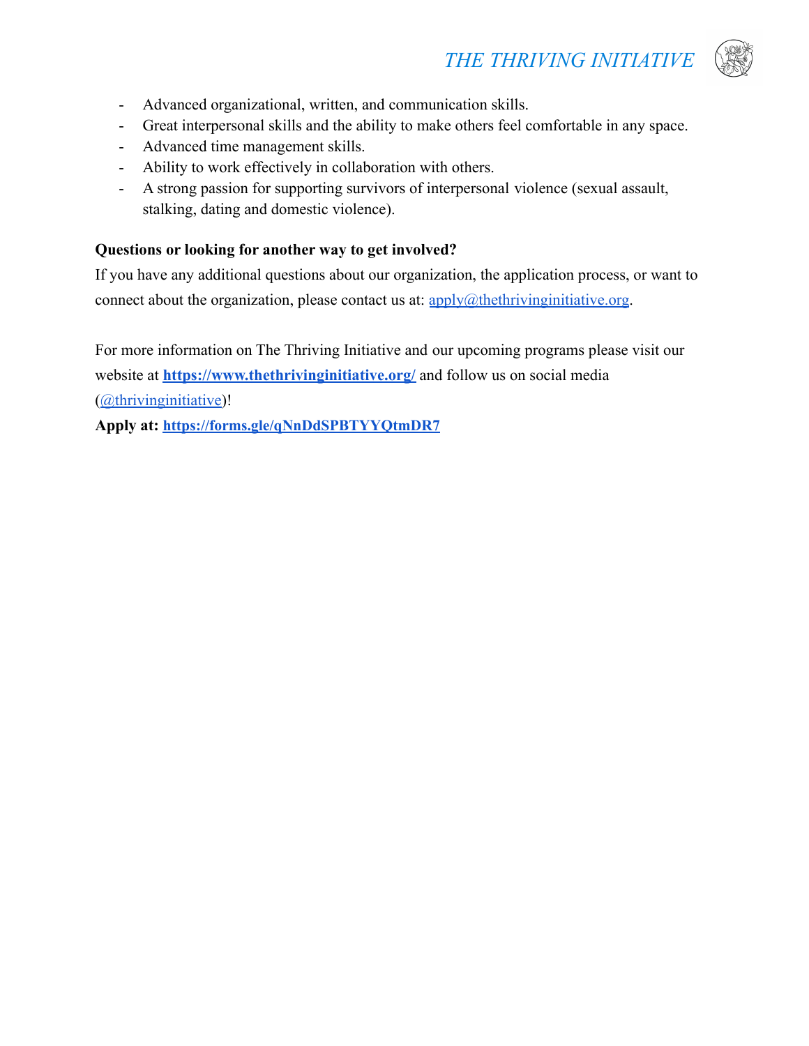- Advanced organizational, written, and communication skills.
- Great interpersonal skills and the ability to make others feel comfortable in any space.
- Advanced time management skills.
- Ability to work effectively in collaboration with others.
- A strong passion for supporting survivors of interpersonal violence (sexual assault, stalking, dating and domestic violence).

**Questions or looking for another way to get involved?**

If you have any additional questions about our organization, the application process, or want to connect about the organization, please contact us at: apply@thethrivinginitiative.org.

For more information on The Thriving Initiative and our upcoming programs please visit our website at **https://www.thethrivinginitiative.org/** and follow us on social media (@thrivinginitiative)!

**Apply at: https://forms.gle/qNnDdSPBTYYQtmDR7**